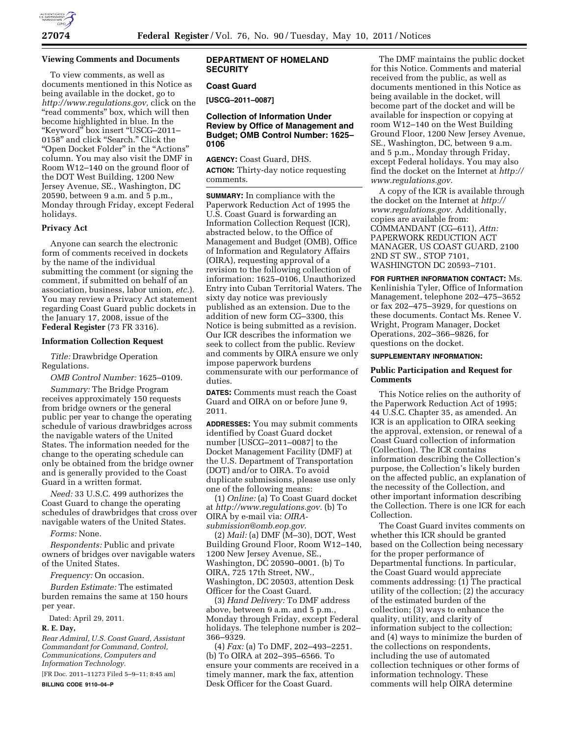### Viewing Comments and Documents

To view comments, as well as documents mentioned in this Notice as being available in the docket, go to *http://www.regulations.gov,* click on the "read comments" box, which will then become highlighted in blue. In the "Keyword" box insert "USCG–2011–0158" and click "Search." Click the "Open Docket Folder" in the "Actions" column. You may also visit the DMF in Room W12–140 on the ground floor of the DOT West Building, 1200 New Jersey Avenue, SE., Washington, DC 20590, between 9 a.m. and 5 p.m., Monday through Friday, except Federal holidays.

### Privacy Act

Anyone can search the electronic form of comments received in dockets by the name of the individual submitting the comment (or signing the comment, if submitted on behalf of an association, business, labor union, *etc.*). You may review a Privacy Act statement regarding Coast Guard public dockets in the January 17, 2008, issue of the **Federal Register** (73 FR 3316).

### Information Collection Request

*Title:* Drawbridge Operation Regulations.

*OMB Control Number:* 1625–0109.

*Summary:* The Bridge Program receives approximately 150 requests from bridge owners or the general public per year to change the operating schedule of various drawbridges across the navigable waters of the United States. The information needed for the change to the operating schedule can only be obtained from the bridge owner and is generally provided to the Coast Guard in a written format.

*Need:* 33 U.S.C. 499 authorizes the Coast Guard to change the operating schedules of drawbridges that cross over navigable waters of the United States.

*Forms:* None.

*Respondents:* Public and private owners of bridges over navigable waters of the United States.

*Frequency:* On occasion.

*Burden Estimate:* The estimated burden remains the same at 150 hours per year.

Dated: April 29, 2011.

**R. E. Day,**

*Rear Admiral, U.S. Coast Guard, Assistant Commandant for Command, Control, Communications, Computers and Information Technology.*

[FR Doc. 2011–11273 Filed 5–9–11; 8:45 am]

**BILLING CODE 9110–04–P**

## DEPARTMENT OF HOMELAND SECURITY

### Coast Guard

**[USCG–2011–0087]**

### Collection of Information Under Review by Office of Management and Budget; OMB Control Number: 1625–0106

**AGENCY:** Coast Guard, DHS.

**ACTION:** Thirty-day notice requesting comments.

**SUMMARY:** In compliance with the Paperwork Reduction Act of 1995 the U.S. Coast Guard is forwarding an Information Collection Request (ICR), abstracted below, to the Office of Management and Budget (OMB), Office of Information and Regulatory Affairs (OIRA), requesting approval of a revision to the following collection of information: 1625–0106, Unauthorized Entry into Cuban Territorial Waters. The sixty day notice was previously published as an extension. Due to the addition of new form CG–3300, this Notice is being submitted as a revision. Our ICR describes the information we seek to collect from the public. Review and comments by OIRA ensure we only impose paperwork burdens commensurate with our performance of duties.

**DATES:** Comments must reach the Coast Guard and OIRA on or before June 9, 2011.

**ADDRESSES:** You may submit comments identified by Coast Guard docket number [USCG–2011–0087] to the Docket Management Facility (DMF) at the U.S. Department of Transportation (DOT) and/or to OIRA. To avoid duplicate submissions, please use only one of the following means:

(1) *Online:* (a) To Coast Guard docket at *http://www.regulations.gov.* (b) To OIRA by e-mail via: *OIRA-submission@omb.eop.gov.*

(2) *Mail:* (a) DMF (M–30), DOT, West Building Ground Floor, Room W12–140, 1200 New Jersey Avenue, SE., Washington, DC 20590–0001. (b) To OIRA, 725 17th Street, NW., Washington, DC 20503, attention Desk Officer for the Coast Guard.

(3) *Hand Delivery:* To DMF address above, between 9 a.m. and 5 p.m., Monday through Friday, except Federal holidays. The telephone number is 202–366–9329.

(4) *Fax:* (a) To DMF, 202–493–2251. (b) To OIRA at 202–395–6566. To ensure your comments are received in a timely manner, mark the fax, attention Desk Officer for the Coast Guard.

The DMF maintains the public docket for this Notice. Comments and material received from the public, as well as documents mentioned in this Notice as being available in the docket, will become part of the docket and will be available for inspection or copying at room W12–140 on the West Building Ground Floor, 1200 New Jersey Avenue, SE., Washington, DC, between 9 a.m. and 5 p.m., Monday through Friday, except Federal holidays. You may also find the docket on the Internet at *http://www.regulations.gov.*

A copy of the ICR is available through the docket on the Internet at *http://www.regulations.gov.* Additionally, copies are available from: COMMANDANT (CG–611), *Attn:* PAPERWORK REDUCTION ACT MANAGER, US COAST GUARD, 2100 2ND ST SW., STOP 7101, WASHINGTON DC 20593–7101.

**FOR FURTHER INFORMATION CONTACT:** Ms. Kenlinishia Tyler, Office of Information Management, telephone 202–475–3652 or fax 202–475–3929, for questions on these documents. Contact Ms. Renee V. Wright, Program Manager, Docket Operations, 202–366–9826, for questions on the docket.

**SUPPLEMENTARY INFORMATION:**

### Public Participation and Request for Comments

This Notice relies on the authority of the Paperwork Reduction Act of 1995; 44 U.S.C. Chapter 35, as amended. An ICR is an application to OIRA seeking the approval, extension, or renewal of a Coast Guard collection of information (Collection). The ICR contains information describing the Collection's purpose, the Collection's likely burden on the affected public, an explanation of the necessity of the Collection, and other important information describing the Collection. There is one ICR for each Collection.

The Coast Guard invites comments on whether this ICR should be granted based on the Collection being necessary for the proper performance of Departmental functions. In particular, the Coast Guard would appreciate comments addressing: (1) The practical utility of the collection; (2) the accuracy of the estimated burden of the collection; (3) ways to enhance the quality, utility, and clarity of information subject to the collection; and (4) ways to minimize the burden of the collections on respondents, including the use of automated collection techniques or other forms of information technology. These comments will help OIRA determine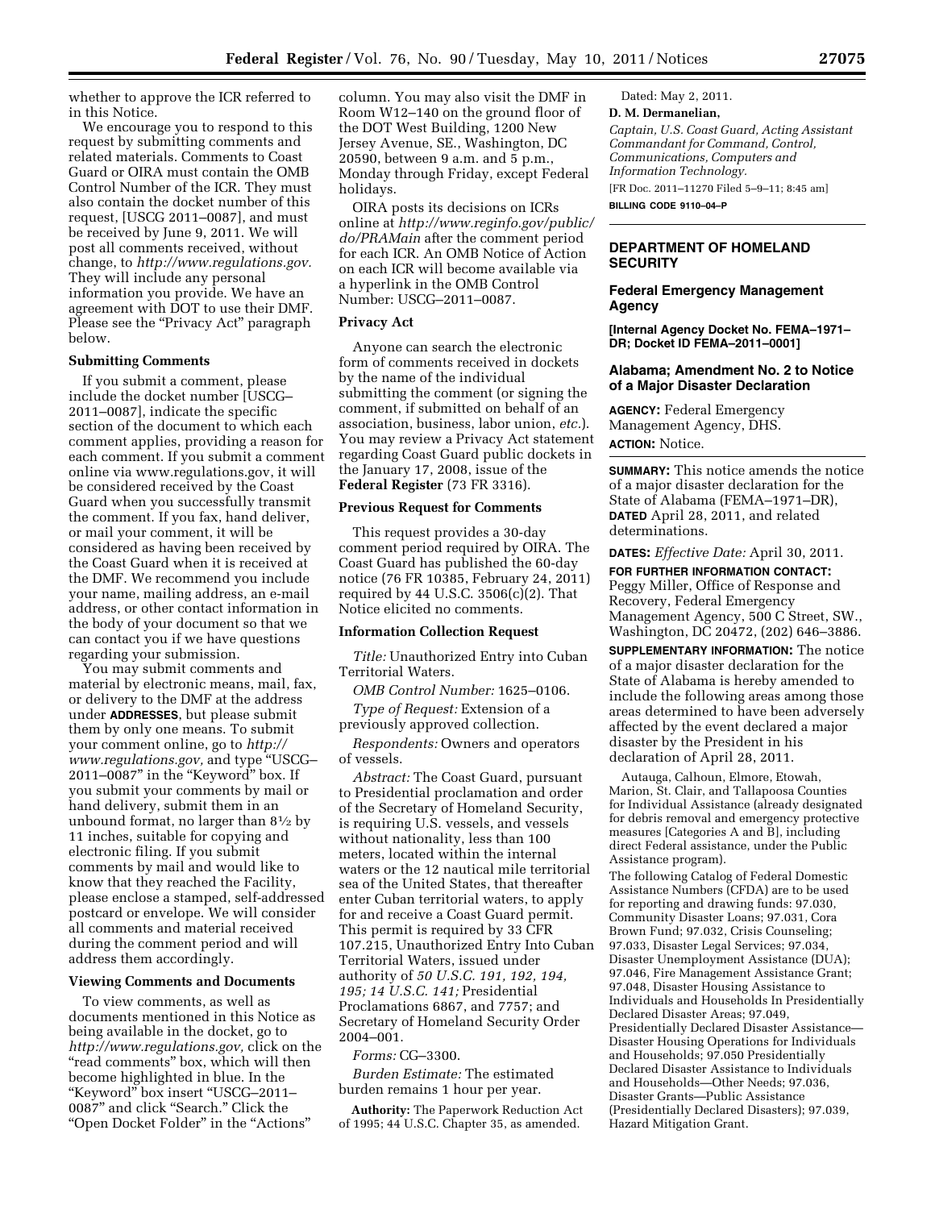whether to approve the ICR referred to in this Notice.

We encourage you to respond to this request by submitting comments and related materials. Comments to Coast Guard or OIRA must contain the OMB Control Number of the ICR. They must also contain the docket number of this request, [USCG 2011–0087], and must be received by June 9, 2011. We will post all comments received, without change, to *http://www.regulations.gov.* They will include any personal information you provide. We have an agreement with DOT to use their DMF. Please see the "Privacy Act" paragraph below.

### Submitting Comments

If you submit a comment, please include the docket number [USCG–2011–0087], indicate the specific section of the document to which each comment applies, providing a reason for each comment. If you submit a comment online via www.regulations.gov, it will be considered received by the Coast Guard when you successfully transmit the comment. If you fax, hand deliver, or mail your comment, it will be considered as having been received by the Coast Guard when it is received at the DMF. We recommend you include your name, mailing address, an e-mail address, or other contact information in the body of your document so that we can contact you if we have questions regarding your submission.

You may submit comments and material by electronic means, mail, fax, or delivery to the DMF at the address under **ADDRESSES**, but please submit them by only one means. To submit your comment online, go to *http://www.regulations.gov,* and type "USCG–2011–0087" in the "Keyword" box. If you submit your comments by mail or hand delivery, submit them in an unbound format, no larger than 8½ by 11 inches, suitable for copying and electronic filing. If you submit comments by mail and would like to know that they reached the Facility, please enclose a stamped, self-addressed postcard or envelope. We will consider all comments and material received during the comment period and will address them accordingly.

### Viewing Comments and Documents

To view comments, as well as documents mentioned in this Notice as being available in the docket, go to *http://www.regulations.gov,* click on the "read comments" box, which will then become highlighted in blue. In the "Keyword" box insert "USCG–2011–0087" and click "Search." Click the "Open Docket Folder" in the "Actions" column. You may also visit the DMF in Room W12–140 on the ground floor of the DOT West Building, 1200 New Jersey Avenue, SE., Washington, DC 20590, between 9 a.m. and 5 p.m., Monday through Friday, except Federal holidays.

OIRA posts its decisions on ICRs online at *http://www.reginfo.gov/public/do/PRAMain* after the comment period for each ICR. An OMB Notice of Action on each ICR will become available via a hyperlink in the OMB Control Number: USCG–2011–0087.

### Privacy Act

Anyone can search the electronic form of comments received in dockets by the name of the individual submitting the comment (or signing the comment, if submitted on behalf of an association, business, labor union, *etc.*). You may review a Privacy Act statement regarding Coast Guard public dockets in the January 17, 2008, issue of the **Federal Register** (73 FR 3316).

### Previous Request for Comments

This request provides a 30-day comment period required by OIRA. The Coast Guard has published the 60-day notice (76 FR 10385, February 24, 2011) required by 44 U.S.C. 3506(c)(2). That Notice elicited no comments.

### Information Collection Request

*Title:* Unauthorized Entry into Cuban Territorial Waters.

*OMB Control Number:* 1625–0106.

*Type of Request:* Extension of a previously approved collection.

*Respondents:* Owners and operators of vessels.

*Abstract:* The Coast Guard, pursuant to Presidential proclamation and order of the Secretary of Homeland Security, is requiring U.S. vessels, and vessels without nationality, less than 100 meters, located within the internal waters or the 12 nautical mile territorial sea of the United States, that thereafter enter Cuban territorial waters, to apply for and receive a Coast Guard permit. This permit is required by 33 CFR 107.215, Unauthorized Entry Into Cuban Territorial Waters, issued under authority of *50 U.S.C. 191, 192, 194, 195; 14 U.S.C. 141;* Presidential Proclamations 6867, and 7757; and Secretary of Homeland Security Order 2004–001.

*Forms:* CG–3300.

*Burden Estimate:* The estimated burden remains 1 hour per year.

**Authority:** The Paperwork Reduction Act of 1995; 44 U.S.C. Chapter 35, as amended.

Dated: May 2, 2011.

**D. M. Dermanelian,**

*Captain, U.S. Coast Guard, Acting Assistant Commandant for Command, Control, Communications, Computers and Information Technology.*

[FR Doc. 2011–11270 Filed 5–9–11; 8:45 am]

**BILLING CODE 9110–04–P**

## DEPARTMENT OF HOMELAND SECURITY

### Federal Emergency Management Agency

**[Internal Agency Docket No. FEMA–1971–DR; Docket ID FEMA–2011–0001]**

### Alabama; Amendment No. 2 to Notice of a Major Disaster Declaration

**AGENCY:** Federal Emergency Management Agency, DHS.

**ACTION:** Notice.

**SUMMARY:** This notice amends the notice of a major disaster declaration for the State of Alabama (FEMA–1971–DR), **DATED** April 28, 2011, and related determinations.

**DATES:** *Effective Date:* April 30, 2011.

**FOR FURTHER INFORMATION CONTACT:** Peggy Miller, Office of Response and Recovery, Federal Emergency Management Agency, 500 C Street, SW., Washington, DC 20472, (202) 646–3886.

**SUPPLEMENTARY INFORMATION:** The notice of a major disaster declaration for the State of Alabama is hereby amended to include the following areas among those areas determined to have been adversely affected by the event declared a major disaster by the President in his declaration of April 28, 2011.

Autauga, Calhoun, Elmore, Etowah, Marion, St. Clair, and Tallapoosa Counties for Individual Assistance (already designated for debris removal and emergency protective measures [Categories A and B], including direct Federal assistance, under the Public Assistance program).

The following Catalog of Federal Domestic Assistance Numbers (CFDA) are to be used for reporting and drawing funds: 97.030, Community Disaster Loans; 97.031, Cora Brown Fund; 97.032, Crisis Counseling; 97.033, Disaster Legal Services; 97.034, Disaster Unemployment Assistance (DUA); 97.046, Fire Management Assistance Grant; 97.048, Disaster Housing Assistance to Individuals and Households In Presidentially Declared Disaster Areas; 97.049, Presidentially Declared Disaster Assistance—Disaster Housing Operations for Individuals and Households; 97.050 Presidentially Declared Disaster Assistance to Individuals and Households—Other Needs; 97.036, Disaster Grants—Public Assistance (Presidentially Declared Disasters); 97.039, Hazard Mitigation Grant.